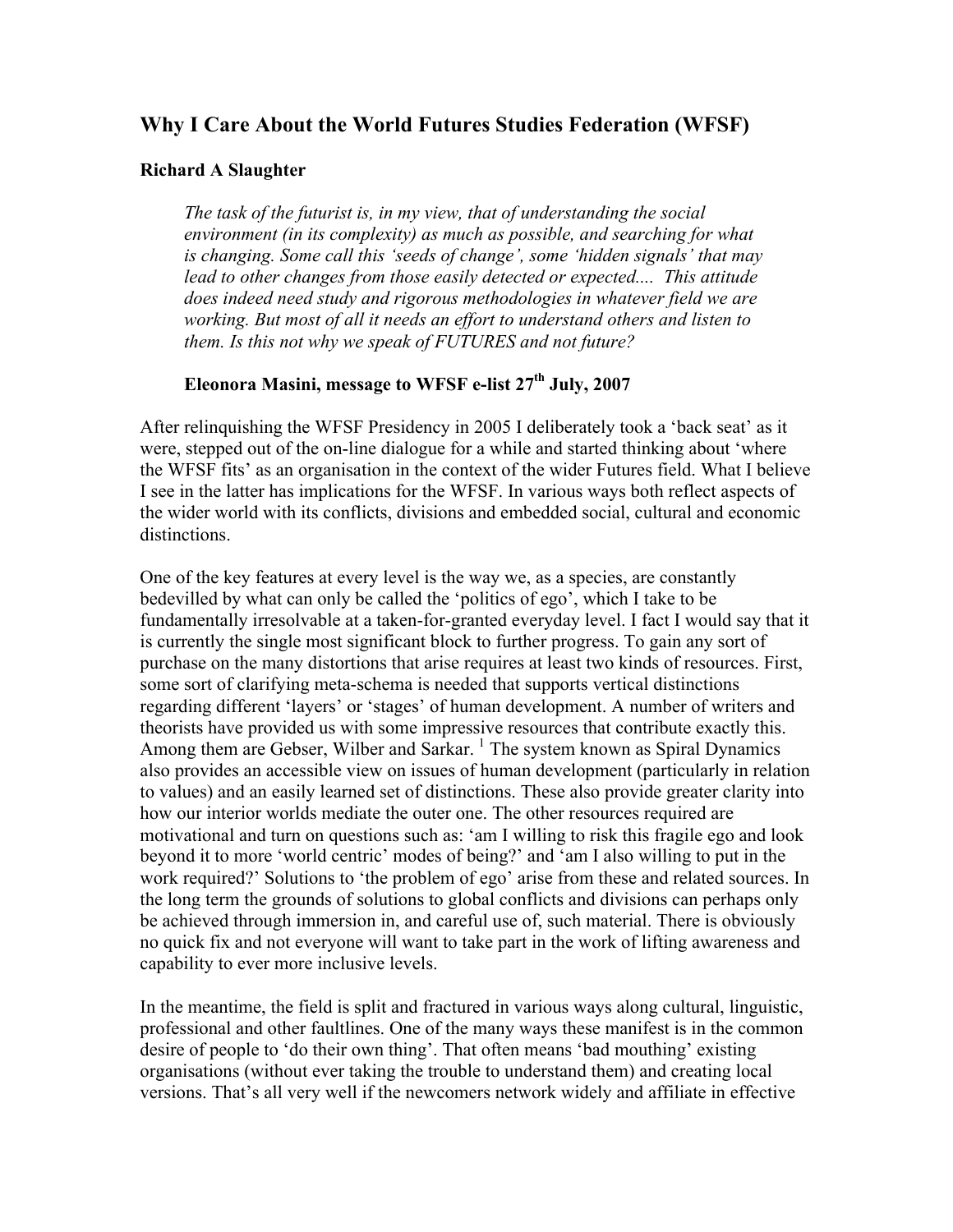## Why I Care About the World Futures Studies Federation (WFSF)

**Richard A Slaughter**

> *The task of the futurist is, in my view, that of understanding the social environment (in its complexity) as much as possible, and searching for what is changing. Some call this 'seeds of change', some 'hidden signals' that may lead to other changes from those easily detected or expected.... This attitude does indeed need study and rigorous methodologies in whatever field we are working. But most of all it needs an effort to understand others and listen to them. Is this not why we speak of FUTURES and not future?*
>
> **Eleonora Masini, message to WFSF e-list 27th July, 2007**

After relinquishing the WFSF Presidency in 2005 I deliberately took a 'back seat' as it were, stepped out of the on-line dialogue for a while and started thinking about 'where the WFSF fits' as an organisation in the context of the wider Futures field. What I believe I see in the latter has implications for the WFSF. In various ways both reflect aspects of the wider world with its conflicts, divisions and embedded social, cultural and economic distinctions.

One of the key features at every level is the way we, as a species, are constantly bedevilled by what can only be called the 'politics of ego', which I take to be fundamentally irresolvable at a taken-for-granted everyday level. I fact I would say that it is currently the single most significant block to further progress. To gain any sort of purchase on the many distortions that arise requires at least two kinds of resources. First, some sort of clarifying meta-schema is needed that supports vertical distinctions regarding different 'layers' or 'stages' of human development. A number of writers and theorists have provided us with some impressive resources that contribute exactly this. Among them are Gebser, Wilber and Sarkar. [1] The system known as Spiral Dynamics also provides an accessible view on issues of human development (particularly in relation to values) and an easily learned set of distinctions. These also provide greater clarity into how our interior worlds mediate the outer one. The other resources required are motivational and turn on questions such as: 'am I willing to risk this fragile ego and look beyond it to more 'world centric' modes of being?' and 'am I also willing to put in the work required?' Solutions to 'the problem of ego' arise from these and related sources. In the long term the grounds of solutions to global conflicts and divisions can perhaps only be achieved through immersion in, and careful use of, such material. There is obviously no quick fix and not everyone will want to take part in the work of lifting awareness and capability to ever more inclusive levels.

In the meantime, the field is split and fractured in various ways along cultural, linguistic, professional and other faultlines. One of the many ways these manifest is in the common desire of people to 'do their own thing'. That often means 'bad mouthing' existing organisations (without ever taking the trouble to understand them) and creating local versions. That's all very well if the newcomers network widely and affiliate in effective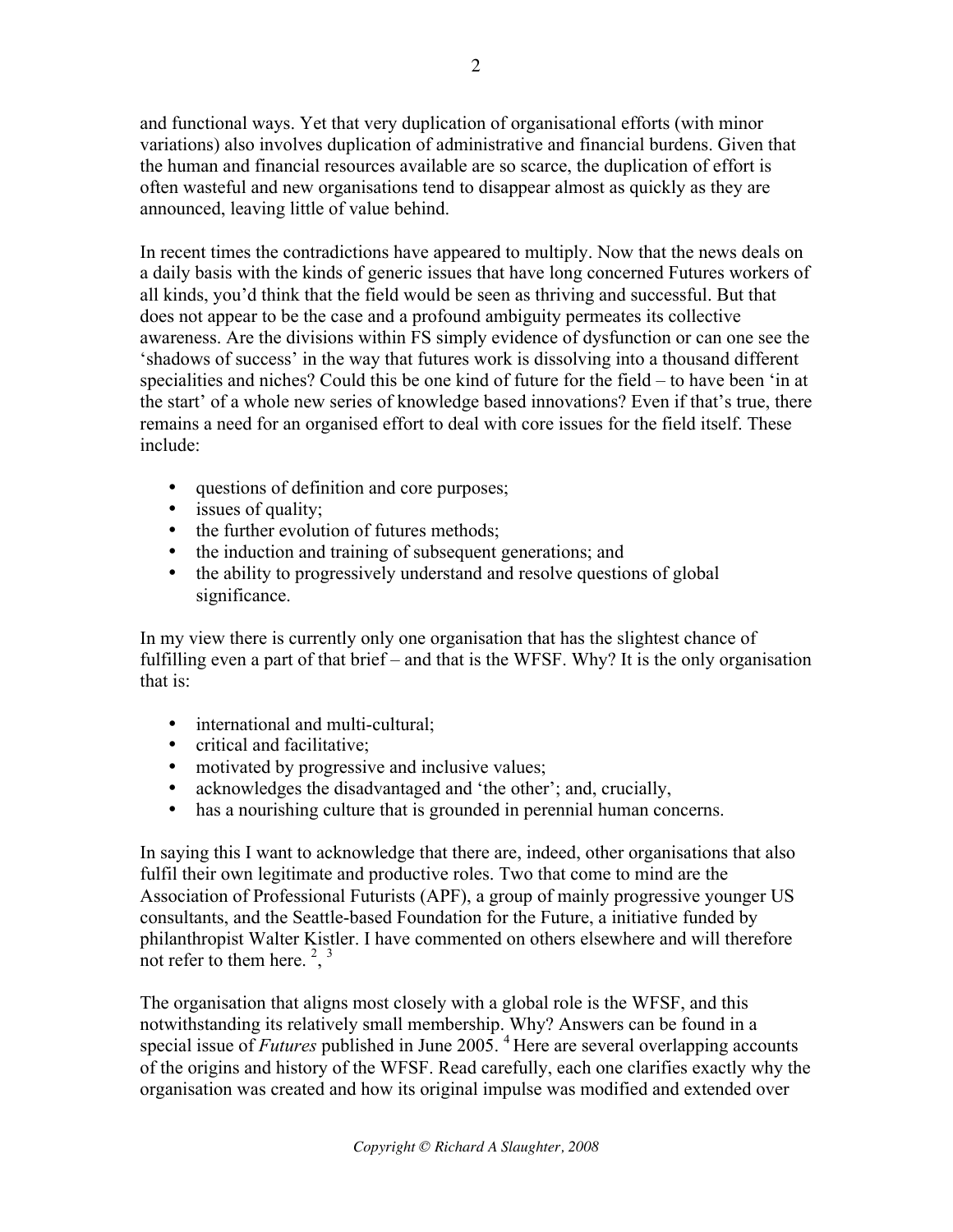and functional ways. Yet that very duplication of organisational efforts (with minor variations) also involves duplication of administrative and financial burdens. Given that the human and financial resources available are so scarce, the duplication of effort is often wasteful and new organisations tend to disappear almost as quickly as they are announced, leaving little of value behind.

In recent times the contradictions have appeared to multiply. Now that the news deals on a daily basis with the kinds of generic issues that have long concerned Futures workers of all kinds, you'd think that the field would be seen as thriving and successful. But that does not appear to be the case and a profound ambiguity permeates its collective awareness. Are the divisions within FS simply evidence of dysfunction or can one see the 'shadows of success' in the way that futures work is dissolving into a thousand different specialities and niches? Could this be one kind of future for the field – to have been 'in at the start' of a whole new series of knowledge based innovations? Even if that's true, there remains a need for an organised effort to deal with core issues for the field itself. These include:

- questions of definition and core purposes;
- issues of quality;
- the further evolution of futures methods;
- the induction and training of subsequent generations; and
- the ability to progressively understand and resolve questions of global significance.

In my view there is currently only one organisation that has the slightest chance of fulfilling even a part of that brief – and that is the WFSF. Why? It is the only organisation that is:

- international and multi-cultural;
- critical and facilitative;
- motivated by progressive and inclusive values;
- acknowledges the disadvantaged and 'the other'; and, crucially,
- has a nourishing culture that is grounded in perennial human concerns.

In saying this I want to acknowledge that there are, indeed, other organisations that also fulfil their own legitimate and productive roles. Two that come to mind are the Association of Professional Futurists (APF), a group of mainly progressive younger US consultants, and the Seattle-based Foundation for the Future, a initiative funded by philanthropist Walter Kistler. I have commented on others elsewhere and will therefore not refer to them here. [2], [3]

The organisation that aligns most closely with a global role is the WFSF, and this notwithstanding its relatively small membership. Why? Answers can be found in a special issue of *Futures* published in June 2005. [4] Here are several overlapping accounts of the origins and history of the WFSF. Read carefully, each one clarifies exactly why the organisation was created and how its original impulse was modified and extended over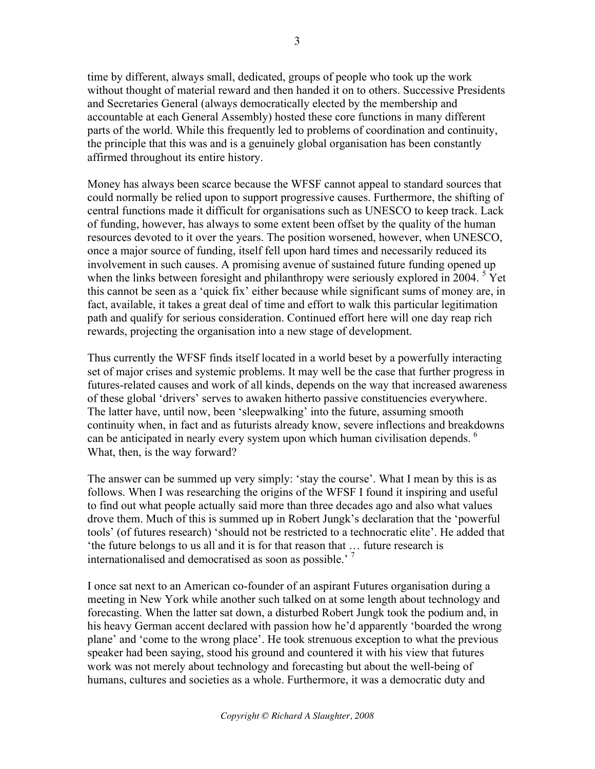time by different, always small, dedicated, groups of people who took up the work without thought of material reward and then handed it on to others. Successive Presidents and Secretaries General (always democratically elected by the membership and accountable at each General Assembly) hosted these core functions in many different parts of the world. While this frequently led to problems of coordination and continuity, the principle that this was and is a genuinely global organisation has been constantly affirmed throughout its entire history.

Money has always been scarce because the WFSF cannot appeal to standard sources that could normally be relied upon to support progressive causes. Furthermore, the shifting of central functions made it difficult for organisations such as UNESCO to keep track. Lack of funding, however, has always to some extent been offset by the quality of the human resources devoted to it over the years. The position worsened, however, when UNESCO, once a major source of funding, itself fell upon hard times and necessarily reduced its involvement in such causes. A promising avenue of sustained future funding opened up when the links between foresight and philanthropy were seriously explored in 2004. [5] Yet this cannot be seen as a 'quick fix' either because while significant sums of money are, in fact, available, it takes a great deal of time and effort to walk this particular legitimation path and qualify for serious consideration. Continued effort here will one day reap rich rewards, projecting the organisation into a new stage of development.

Thus currently the WFSF finds itself located in a world beset by a powerfully interacting set of major crises and systemic problems. It may well be the case that further progress in futures-related causes and work of all kinds, depends on the way that increased awareness of these global 'drivers' serves to awaken hitherto passive constituencies everywhere. The latter have, until now, been 'sleepwalking' into the future, assuming smooth continuity when, in fact and as futurists already know, severe inflections and breakdowns can be anticipated in nearly every system upon which human civilisation depends. [6] What, then, is the way forward?

The answer can be summed up very simply: 'stay the course'. What I mean by this is as follows. When I was researching the origins of the WFSF I found it inspiring and useful to find out what people actually said more than three decades ago and also what values drove them. Much of this is summed up in Robert Jungk's declaration that the 'powerful tools' (of futures research) 'should not be restricted to a technocratic elite'. He added that 'the future belongs to us all and it is for that reason that … future research is internationalised and democratised as soon as possible.' [7]

I once sat next to an American co-founder of an aspirant Futures organisation during a meeting in New York while another such talked on at some length about technology and forecasting. When the latter sat down, a disturbed Robert Jungk took the podium and, in his heavy German accent declared with passion how he'd apparently 'boarded the wrong plane' and 'come to the wrong place'. He took strenuous exception to what the previous speaker had been saying, stood his ground and countered it with his view that futures work was not merely about technology and forecasting but about the well-being of humans, cultures and societies as a whole. Furthermore, it was a democratic duty and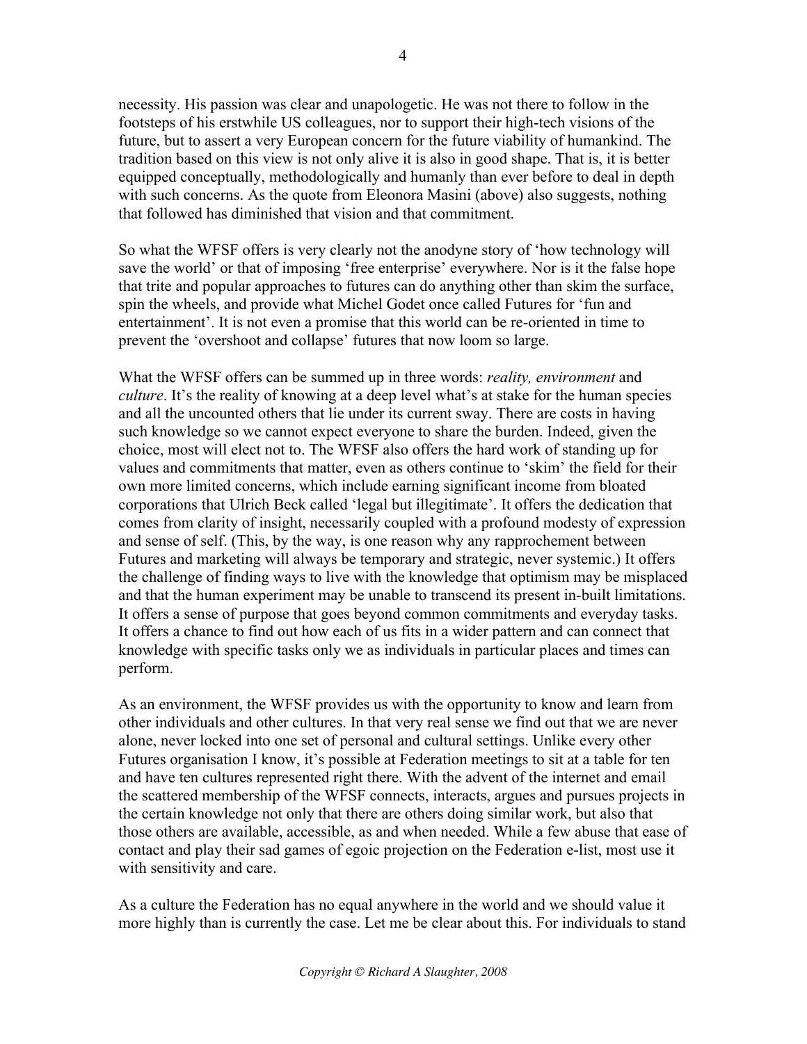necessity. His passion was clear and unapologetic. He was not there to follow in the footsteps of his erstwhile US colleagues, nor to support their high-tech visions of the future, but to assert a very European concern for the future viability of humankind. The tradition based on this view is not only alive it is also in good shape. That is, it is better equipped conceptually, methodologically and humanly than ever before to deal in depth with such concerns. As the quote from Eleonora Masini (above) also suggests, nothing that followed has diminished that vision and that commitment.

So what the WFSF offers is very clearly not the anodyne story of 'how technology will save the world' or that of imposing 'free enterprise' everywhere. Nor is it the false hope that trite and popular approaches to futures can do anything other than skim the surface, spin the wheels, and provide what Michel Godet once called Futures for 'fun and entertainment'. It is not even a promise that this world can be re-oriented in time to prevent the 'overshoot and collapse' futures that now loom so large.

What the WFSF offers can be summed up in three words: *reality, environment* and *culture*. It's the reality of knowing at a deep level what's at stake for the human species and all the uncounted others that lie under its current sway. There are costs in having such knowledge so we cannot expect everyone to share the burden. Indeed, given the choice, most will elect not to. The WFSF also offers the hard work of standing up for values and commitments that matter, even as others continue to 'skim' the field for their own more limited concerns, which include earning significant income from bloated corporations that Ulrich Beck called 'legal but illegitimate'. It offers the dedication that comes from clarity of insight, necessarily coupled with a profound modesty of expression and sense of self. (This, by the way, is one reason why any rapprochement between Futures and marketing will always be temporary and strategic, never systemic.) It offers the challenge of finding ways to live with the knowledge that optimism may be misplaced and that the human experiment may be unable to transcend its present in-built limitations. It offers a sense of purpose that goes beyond common commitments and everyday tasks. It offers a chance to find out how each of us fits in a wider pattern and can connect that knowledge with specific tasks only we as individuals in particular places and times can perform.

As an environment, the WFSF provides us with the opportunity to know and learn from other individuals and other cultures. In that very real sense we find out that we are never alone, never locked into one set of personal and cultural settings. Unlike every other Futures organisation I know, it's possible at Federation meetings to sit at a table for ten and have ten cultures represented right there. With the advent of the internet and email the scattered membership of the WFSF connects, interacts, argues and pursues projects in the certain knowledge not only that there are others doing similar work, but also that those others are available, accessible, as and when needed. While a few abuse that ease of contact and play their sad games of egoic projection on the Federation e-list, most use it with sensitivity and care.

As a culture the Federation has no equal anywhere in the world and we should value it more highly than is currently the case. Let me be clear about this. For individuals to stand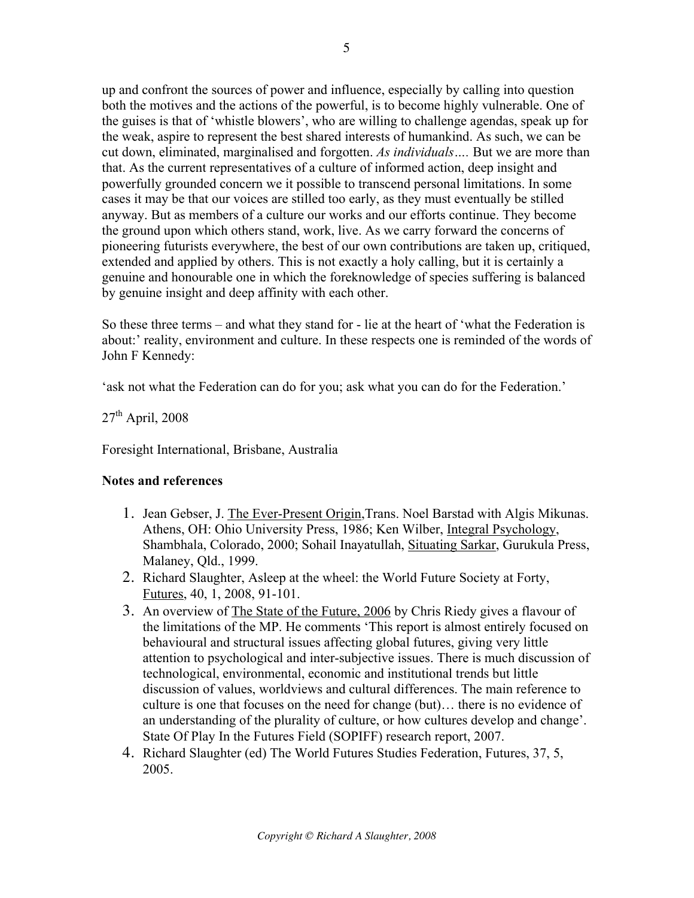up and confront the sources of power and influence, especially by calling into question both the motives and the actions of the powerful, is to become highly vulnerable. One of the guises is that of 'whistle blowers', who are willing to challenge agendas, speak up for the weak, aspire to represent the best shared interests of humankind. As such, we can be cut down, eliminated, marginalised and forgotten. *As individuals….* But we are more than that. As the current representatives of a culture of informed action, deep insight and powerfully grounded concern we it possible to transcend personal limitations. In some cases it may be that our voices are stilled too early, as they must eventually be stilled anyway. But as members of a culture our works and our efforts continue. They become the ground upon which others stand, work, live. As we carry forward the concerns of pioneering futurists everywhere, the best of our own contributions are taken up, critiqued, extended and applied by others. This is not exactly a holy calling, but it is certainly a genuine and honourable one in which the foreknowledge of species suffering is balanced by genuine insight and deep affinity with each other.

So these three terms – and what they stand for - lie at the heart of 'what the Federation is about:' reality, environment and culture. In these respects one is reminded of the words of John F Kennedy:

'ask not what the Federation can do for you; ask what you can do for the Federation.'

27th April, 2008

Foresight International, Brisbane, Australia

**Notes and references**

1. Jean Gebser, J. The Ever-Present Origin, Trans. Noel Barstad with Algis Mikunas. Athens, OH: Ohio University Press, 1986; Ken Wilber, Integral Psychology, Shambhala, Colorado, 2000; Sohail Inayatullah, Situating Sarkar, Gurukula Press, Malaney, Qld., 1999.
2. Richard Slaughter, Asleep at the wheel: the World Future Society at Forty, Futures, 40, 1, 2008, 91-101.
3. An overview of The State of the Future, 2006 by Chris Riedy gives a flavour of the limitations of the MP. He comments 'This report is almost entirely focused on behavioural and structural issues affecting global futures, giving very little attention to psychological and inter-subjective issues. There is much discussion of technological, environmental, economic and institutional trends but little discussion of values, worldviews and cultural differences. The main reference to culture is one that focuses on the need for change (but)… there is no evidence of an understanding of the plurality of culture, or how cultures develop and change'. State Of Play In the Futures Field (SOPIFF) research report, 2007.
4. Richard Slaughter (ed) The World Futures Studies Federation, Futures, 37, 5, 2005.

*Copyright © Richard A Slaughter, 2008*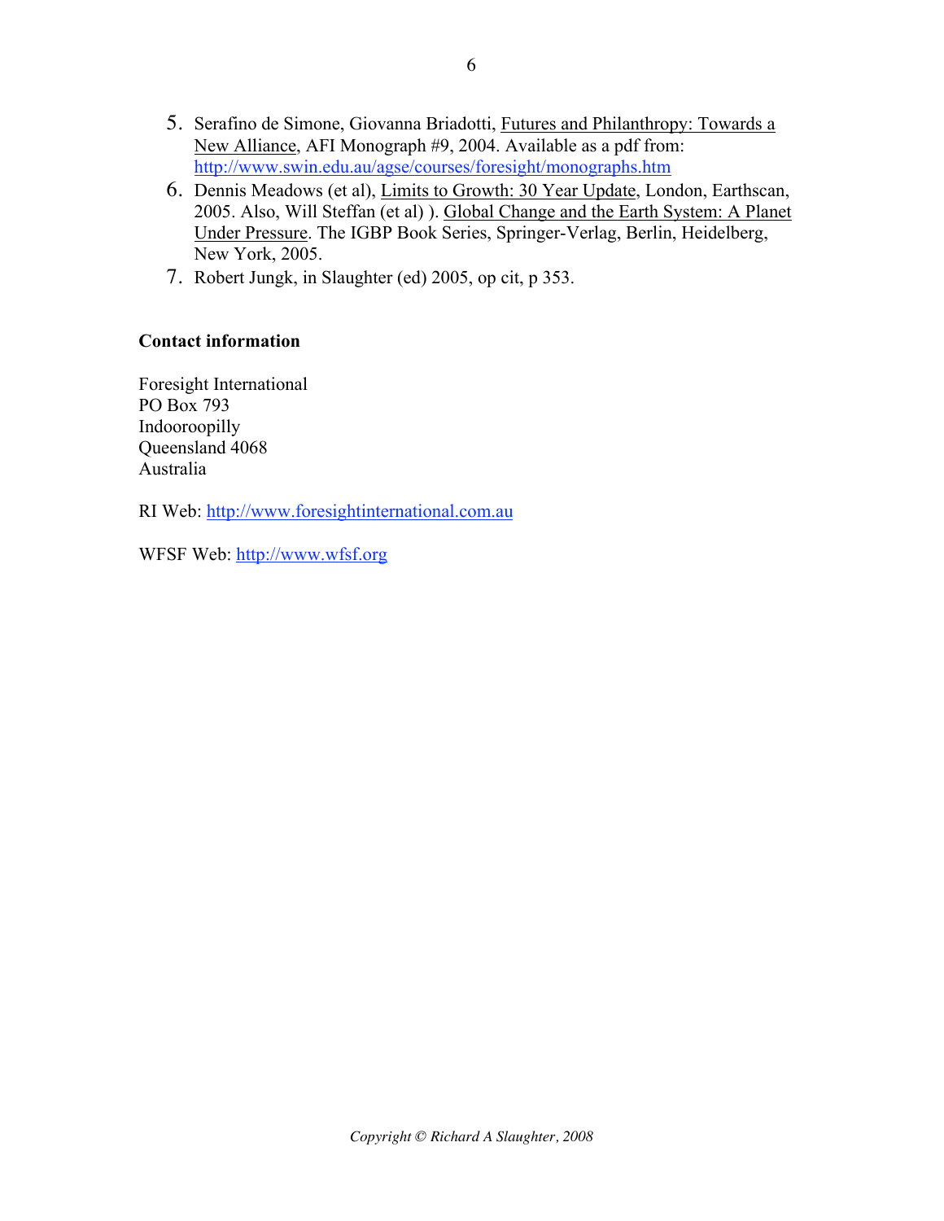5. Serafino de Simone, Giovanna Briadotti, Futures and Philanthropy: Towards a New Alliance, AFI Monograph #9, 2004. Available as a pdf from: http://www.swin.edu.au/agse/courses/foresight/monographs.htm
6. Dennis Meadows (et al), Limits to Growth: 30 Year Update, London, Earthscan, 2005. Also, Will Steffan (et al) ). Global Change and the Earth System: A Planet Under Pressure. The IGBP Book Series, Springer-Verlag, Berlin, Heidelberg, New York, 2005.
7. Robert Jungk, in Slaughter (ed) 2005, op cit, p 353.

**Contact information**

Foresight International
PO Box 793
Indooroopilly
Queensland 4068
Australia

RI Web: http://www.foresightinternational.com.au

WFSF Web: http://www.wfsf.org

*Copyright © Richard A Slaughter, 2008*